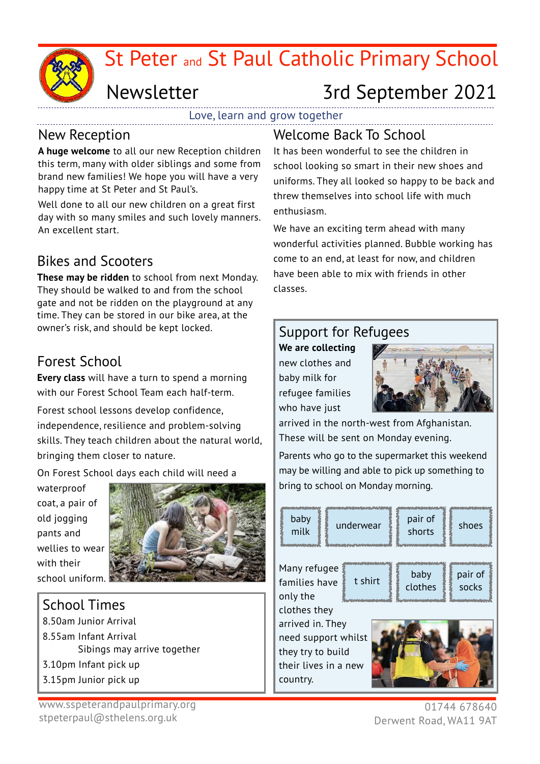# St Peter and St Paul Catholic Primary School

## Newsletter — 3rd September 2021

Love, learn and grow together

## New Reception

**A huge welcome** to all our new Reception children this term, many with older siblings and some from brand new families! We hope you will have a very happy time at St Peter and St Paul's.

Well done to all our new children on a great first day with so many smiles and such lovely manners. An excellent start.

## Bikes and Scooters

**These may be ridden** to school from next Monday. They should be walked to and from the school gate and not be ridden on the playground at any time. They can be stored in our bike area, at the owner's risk, and should be kept locked.

## Forest School

**Every class** will have a turn to spend a morning with our Forest School Team each half-term.

Forest school lessons develop confidence, independence, resilience and problem-solving skills. They teach children about the natural world, bringing them closer to nature.

On Forest School days each child will need a waterproof coat, a pair of old jogging pants and wellies to wear with their school uniform.

## School Times

8.50am Junior Arrival
8.55am Infant Arrival
Siblings may arrive together
3.10pm Infant pick up
3.15pm Junior pick up

## Welcome Back To School

It has been wonderful to see the children in school looking so smart in their new shoes and uniforms. They all looked so happy to be back and threw themselves into school life with much enthusiasm.

We have an exciting term ahead with many wonderful activities planned. Bubble working has come to an end, at least for now, and children have been able to mix with friends in other classes.

## Support for Refugees

**We are collecting** new clothes and baby milk for refugee families who have just arrived in the north-west from Afghanistan. These will be sent on Monday evening.

Parents who go to the supermarket this weekend may be willing and able to pick up something to bring to school on Monday morning.

- baby milk
- underwear
- pair of shorts
- shoes
- t shirt
- baby clothes
- pair of socks

Many refugee families have only the clothes they arrived in. They need support whilst they try to build their lives in a new country.

www.sspeterandpaulprimary.org
stpeterpaul@sthelens.org.uk
01744 678640
Derwent Road, WA11 9AT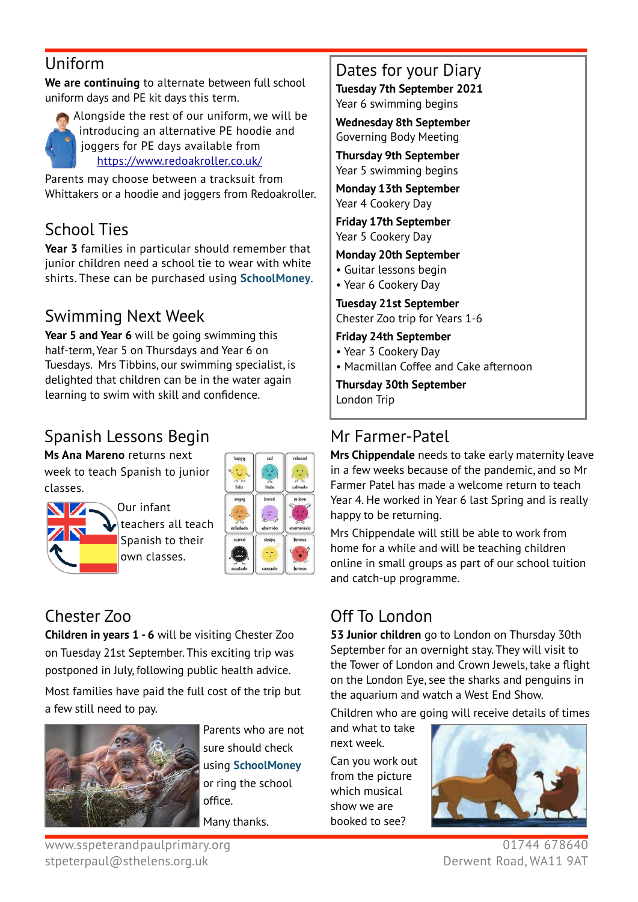## Uniform

**We are continuing** to alternate between full school uniform days and PE kit days this term.

Alongside the rest of our uniform, we will be introducing an alternative PE hoodie and joggers for PE days available from https://www.redoakroller.co.uk/

Parents may choose between a tracksuit from Whittakers or a hoodie and joggers from Redoakroller.

## School Ties

**Year 3** families in particular should remember that junior children need a school tie to wear with white shirts. These can be purchased using **SchoolMoney**.

## Swimming Next Week

**Year 5 and Year 6** will be going swimming this half-term, Year 5 on Thursdays and Year 6 on Tuesdays. Mrs Tibbins, our swimming specialist, is delighted that children can be in the water again learning to swim with skill and confidence.

## Spanish Lessons Begin

**Ms Ana Mareno** returns next week to teach Spanish to junior classes.

Our infant teachers all teach Spanish to their own classes.

## Chester Zoo

**Children in years 1 - 6** will be visiting Chester Zoo on Tuesday 21st September. This exciting trip was postponed in July, following public health advice.

Most families have paid the full cost of the trip but a few still need to pay.

Parents who are not sure should check using **SchoolMoney** or ring the school office.

Many thanks.

## Dates for your Diary

**Tuesday 7th September 2021**
Year 6 swimming begins

**Wednesday 8th September**
Governing Body Meeting

**Thursday 9th September**
Year 5 swimming begins

**Monday 13th September**
Year 4 Cookery Day

**Friday 17th September**
Year 5 Cookery Day

**Monday 20th September**
- Guitar lessons begin
- Year 6 Cookery Day

**Tuesday 21st September**
Chester Zoo trip for Years 1-6

**Friday 24th September**
- Year 3 Cookery Day
- Macmillan Coffee and Cake afternoon

**Thursday 30th September**
London Trip

## Mr Farmer-Patel

**Mrs Chippendale** needs to take early maternity leave in a few weeks because of the pandemic, and so Mr Farmer Patel has made a welcome return to teach Year 4. He worked in Year 6 last Spring and is really happy to be returning.

Mrs Chippendale will still be able to work from home for a while and will be teaching children online in small groups as part of our school tuition and catch-up programme.

## Off To London

**53 Junior children** go to London on Thursday 30th September for an overnight stay. They will visit to the Tower of London and Crown Jewels, take a flight on the London Eye, see the sharks and penguins in the aquarium and watch a West End Show.

Children who are going will receive details of times and what to take next week.

Can you work out from the picture which musical show we are booked to see?

www.sspeterandpaulprimary.org
stpeterpaul@sthelens.org.uk

01744 678640
Derwent Road, WA11 9AT